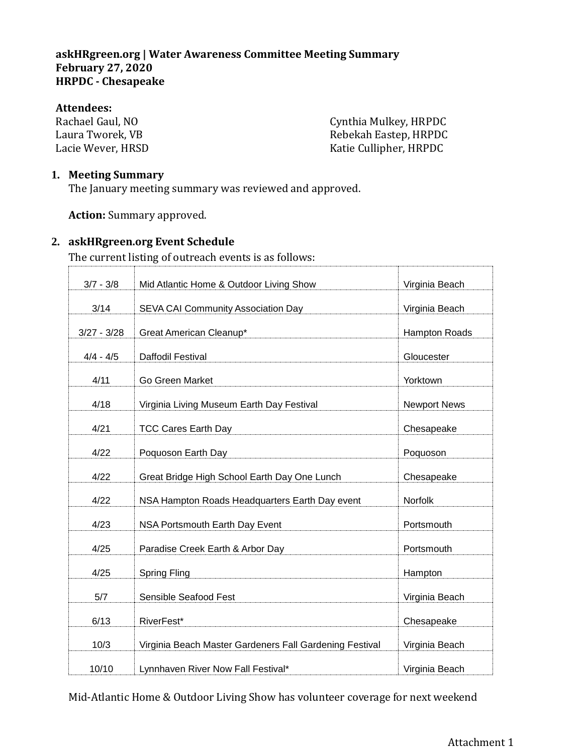**askHRgreen.org | Water Awareness Committee Meeting Summary**
**February 27, 2020**
**HRPDC - Chesapeake**

**Attendees:**

Rachael Gaul, NO
Laura Tworek, VB
Lacie Wever, HRSD
Cynthia Mulkey, HRPDC
Rebekah Eastep, HRPDC
Katie Cullipher, HRPDC

1. **Meeting Summary**

   The January meeting summary was reviewed and approved.

   **Action:** Summary approved.

2. **askHRgreen.org Event Schedule**

   The current listing of outreach events is as follows:

| | | |
|---|---|---|
| 3/7 - 3/8 | Mid Atlantic Home & Outdoor Living Show | Virginia Beach |
| 3/14 | SEVA CAI Community Association Day | Virginia Beach |
| 3/27 - 3/28 | Great American Cleanup* | Hampton Roads |
| 4/4 - 4/5 | Daffodil Festival | Gloucester |
| 4/11 | Go Green Market | Yorktown |
| 4/18 | Virginia Living Museum Earth Day Festival | Newport News |
| 4/21 | TCC Cares Earth Day | Chesapeake |
| 4/22 | Poquoson Earth Day | Poquoson |
| 4/22 | Great Bridge High School Earth Day One Lunch | Chesapeake |
| 4/22 | NSA Hampton Roads Headquarters Earth Day event | Norfolk |
| 4/23 | NSA Portsmouth Earth Day Event | Portsmouth |
| 4/25 | Paradise Creek Earth & Arbor Day | Portsmouth |
| 4/25 | Spring Fling | Hampton |
| 5/7 | Sensible Seafood Fest | Virginia Beach |
| 6/13 | RiverFest* | Chesapeake |
| 10/3 | Virginia Beach Master Gardeners Fall Gardening Festival | Virginia Beach |
| 10/10 | Lynnhaven River Now Fall Festival* | Virginia Beach |

   Mid-Atlantic Home & Outdoor Living Show has volunteer coverage for next weekend

Attachment 1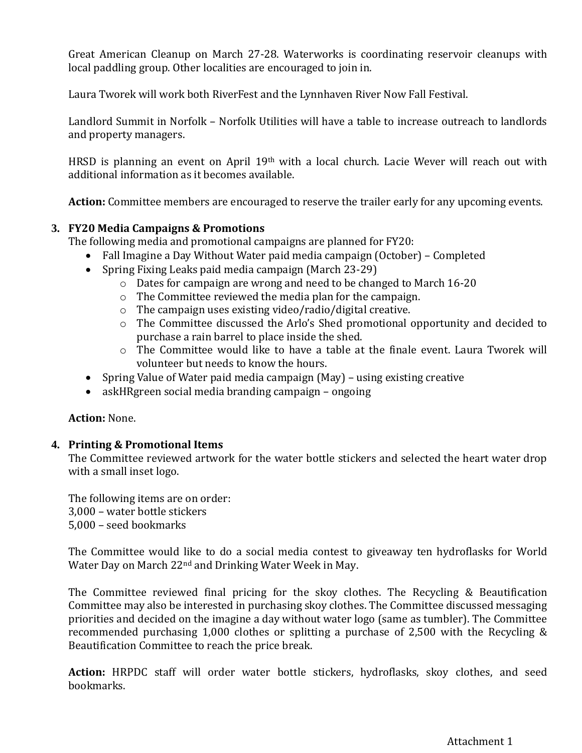Great American Cleanup on March 27-28. Waterworks is coordinating reservoir cleanups with local paddling group. Other localities are encouraged to join in.

Laura Tworek will work both RiverFest and the Lynnhaven River Now Fall Festival.

Landlord Summit in Norfolk – Norfolk Utilities will have a table to increase outreach to landlords and property managers.

HRSD is planning an event on April 19th with a local church. Lacie Wever will reach out with additional information as it becomes available.

**Action:** Committee members are encouraged to reserve the trailer early for any upcoming events.

3. **FY20 Media Campaigns & Promotions**

The following media and promotional campaigns are planned for FY20:

- Fall Imagine a Day Without Water paid media campaign (October) – Completed
- Spring Fixing Leaks paid media campaign (March 23-29)
  - Dates for campaign are wrong and need to be changed to March 16-20
  - The Committee reviewed the media plan for the campaign.
  - The campaign uses existing video/radio/digital creative.
  - The Committee discussed the Arlo's Shed promotional opportunity and decided to purchase a rain barrel to place inside the shed.
  - The Committee would like to have a table at the finale event. Laura Tworek will volunteer but needs to know the hours.
- Spring Value of Water paid media campaign (May) – using existing creative
- askHRgreen social media branding campaign – ongoing

**Action:** None.

4. **Printing & Promotional Items**

The Committee reviewed artwork for the water bottle stickers and selected the heart water drop with a small inset logo.

The following items are on order:
3,000 – water bottle stickers
5,000 – seed bookmarks

The Committee would like to do a social media contest to giveaway ten hydroflasks for World Water Day on March 22nd and Drinking Water Week in May.

The Committee reviewed final pricing for the skoy clothes. The Recycling & Beautification Committee may also be interested in purchasing skoy clothes. The Committee discussed messaging priorities and decided on the imagine a day without water logo (same as tumbler). The Committee recommended purchasing 1,000 clothes or splitting a purchase of 2,500 with the Recycling & Beautification Committee to reach the price break.

**Action:** HRPDC staff will order water bottle stickers, hydroflasks, skoy clothes, and seed bookmarks.

Attachment 1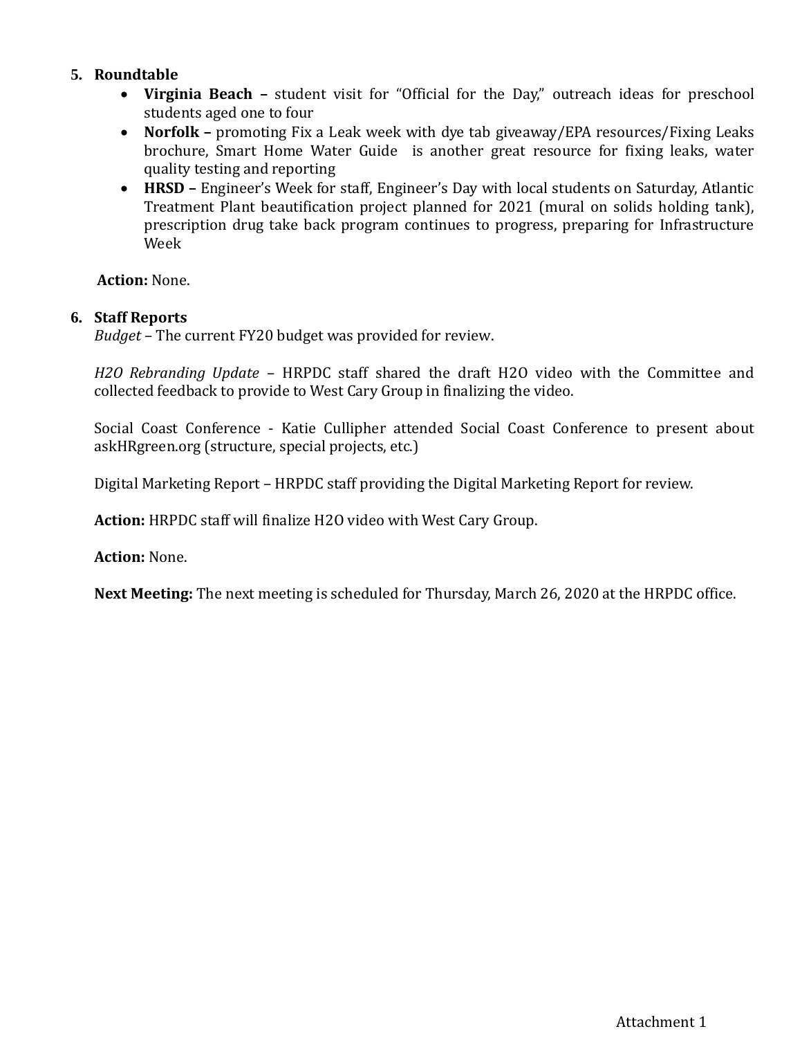5. **Roundtable**
    - **Virginia Beach –** student visit for "Official for the Day," outreach ideas for preschool students aged one to four
    - **Norfolk –** promoting Fix a Leak week with dye tab giveaway/EPA resources/Fixing Leaks brochure, Smart Home Water Guide is another great resource for fixing leaks, water quality testing and reporting
    - **HRSD –** Engineer's Week for staff, Engineer's Day with local students on Saturday, Atlantic Treatment Plant beautification project planned for 2021 (mural on solids holding tank), prescription drug take back program continues to progress, preparing for Infrastructure Week

    **Action:** None.

6. **Staff Reports**

    *Budget* – The current FY20 budget was provided for review.

    *H2O Rebranding Update* – HRPDC staff shared the draft H2O video with the Committee and collected feedback to provide to West Cary Group in finalizing the video.

    Social Coast Conference - Katie Cullipher attended Social Coast Conference to present about askHRgreen.org (structure, special projects, etc.)

    Digital Marketing Report – HRPDC staff providing the Digital Marketing Report for review.

    **Action:** HRPDC staff will finalize H2O video with West Cary Group.

    **Action:** None.

    **Next Meeting:** The next meeting is scheduled for Thursday, March 26, 2020 at the HRPDC office.

Attachment 1